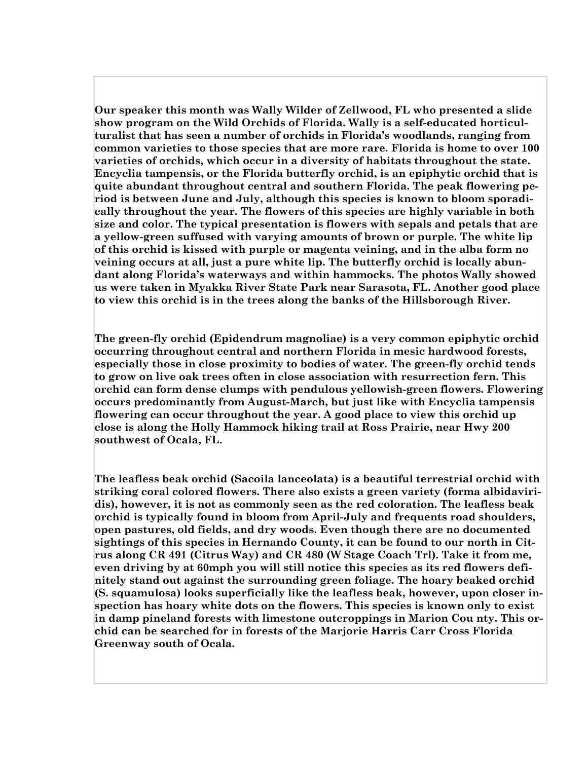**Our speaker this month was Wally Wilder of Zellwood, FL who presented a slide show program on the Wild Orchids of Florida. Wally is a self-educated horticulturalist that has seen a number of orchids in Florida's woodlands, ranging from common varieties to those species that are more rare. Florida is home to over 100 varieties of orchids, which occur in a diversity of habitats throughout the state. Encyclia tampensis, or the Florida butterfly orchid, is an epiphytic orchid that is quite abundant throughout central and southern Florida. The peak flowering period is between June and July, although this species is known to bloom sporadically throughout the year. The flowers of this species are highly variable in both size and color. The typical presentation is flowers with sepals and petals that are a yellow-green suffused with varying amounts of brown or purple. The white lip of this orchid is kissed with purple or magenta veining, and in the alba form no veining occurs at all, just a pure white lip. The butterfly orchid is locally abundant along Florida's waterways and within hammocks. The photos Wally showed us were taken in Myakka River State Park near Sarasota, FL. Another good place to view this orchid is in the trees along the banks of the Hillsborough River.**

**The green-fly orchid (Epidendrum magnoliae) is a very common epiphytic orchid occurring throughout central and northern Florida in mesic hardwood forests, especially those in close proximity to bodies of water. The green-fly orchid tends to grow on live oak trees often in close association with resurrection fern. This orchid can form dense clumps with pendulous yellowish-green flowers. Flowering occurs predominantly from August-March, but just like with Encyclia tampensis flowering can occur throughout the year. A good place to view this orchid up close is along the Holly Hammock hiking trail at Ross Prairie, near Hwy 200 southwest of Ocala, FL.**

**The leafless beak orchid (Sacoila lanceolata) is a beautiful terrestrial orchid with striking coral colored flowers. There also exists a green variety (forma albidaviridis), however, it is not as commonly seen as the red coloration. The leafless beak orchid is typically found in bloom from April-July and frequents road shoulders, open pastures, old fields, and dry woods. Even though there are no documented sightings of this species in Hernando County, it can be found to our north in Citrus along CR 491 (Citrus Way) and CR 480 (W Stage Coach Trl). Take it from me, even driving by at 60mph you will still notice this species as its red flowers definitely stand out against the surrounding green foliage. The hoary beaked orchid (S. squamulosa) looks superficially like the leafless beak, however, upon closer inspection has hoary white dots on the flowers. This species is known only to exist in damp pineland forests with limestone outcroppings in Marion Cou nty. This orchid can be searched for in forests of the Marjorie Harris Carr Cross Florida Greenway south of Ocala.**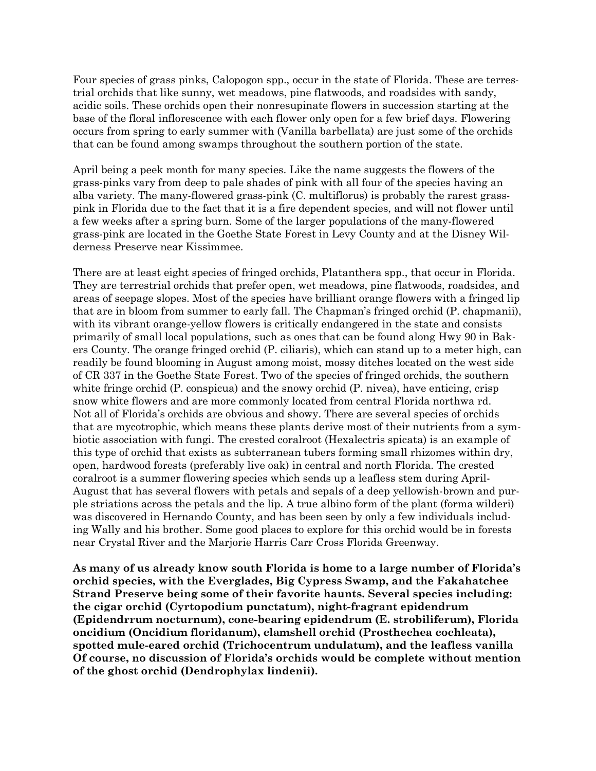Four species of grass pinks, Calopogon spp., occur in the state of Florida. These are terrestrial orchids that like sunny, wet meadows, pine flatwoods, and roadsides with sandy, acidic soils. These orchids open their nonresupinate flowers in succession starting at the base of the floral inflorescence with each flower only open for a few brief days. Flowering occurs from spring to early summer with (Vanilla barbellata) are just some of the orchids that can be found among swamps throughout the southern portion of the state.

April being a peek month for many species. Like the name suggests the flowers of the grass-pinks vary from deep to pale shades of pink with all four of the species having an alba variety. The many-flowered grass-pink (C. multiflorus) is probably the rarest grass-pink in Florida due to the fact that it is a fire dependent species, and will not flower until a few weeks after a spring burn. Some of the larger populations of the many-flowered grass-pink are located in the Goethe State Forest in Levy County and at the Disney Wilderness Preserve near Kissimmee.

There are at least eight species of fringed orchids, Platanthera spp., that occur in Florida. They are terrestrial orchids that prefer open, wet meadows, pine flatwoods, roadsides, and areas of seepage slopes. Most of the species have brilliant orange flowers with a fringed lip that are in bloom from summer to early fall. The Chapman's fringed orchid (P. chapmanii), with its vibrant orange-yellow flowers is critically endangered in the state and consists primarily of small local populations, such as ones that can be found along Hwy 90 in Bakers County. The orange fringed orchid (P. ciliaris), which can stand up to a meter high, can readily be found blooming in August among moist, mossy ditches located on the west side of CR 337 in the Goethe State Forest. Two of the species of fringed orchids, the southern white fringe orchid (P. conspicua) and the snowy orchid (P. nivea), have enticing, crisp snow white flowers and are more commonly located from central Florida northwa rd.

Not all of Florida's orchids are obvious and showy. There are several species of orchids that are mycotrophic, which means these plants derive most of their nutrients from a symbiotic association with fungi. The crested coralroot (Hexalectris spicata) is an example of this type of orchid that exists as subterranean tubers forming small rhizomes within dry, open, hardwood forests (preferably live oak) in central and north Florida. The crested coralroot is a summer flowering species which sends up a leafless stem during April-August that has several flowers with petals and sepals of a deep yellowish-brown and purple striations across the petals and the lip. A true albino form of the plant (forma wilderi) was discovered in Hernando County, and has been seen by only a few individuals including Wally and his brother. Some good places to explore for this orchid would be in forests near Crystal River and the Marjorie Harris Carr Cross Florida Greenway.

**As many of us already know south Florida is home to a large number of Florida's orchid species, with the Everglades, Big Cypress Swamp, and the Fakahatchee Strand Preserve being some of their favorite haunts. Several species including: the cigar orchid (Cyrtopodium punctatum), night-fragrant epidendrum (Epidendrrum nocturnum), cone-bearing epidendrum (E. strobiliferum), Florida oncidium (Oncidium floridanum), clamshell orchid (Prosthechea cochleata), spotted mule-eared orchid (Trichocentrum undulatum), and the leafless vanilla Of course, no discussion of Florida's orchids would be complete without mention of the ghost orchid (Dendrophylax lindenii).**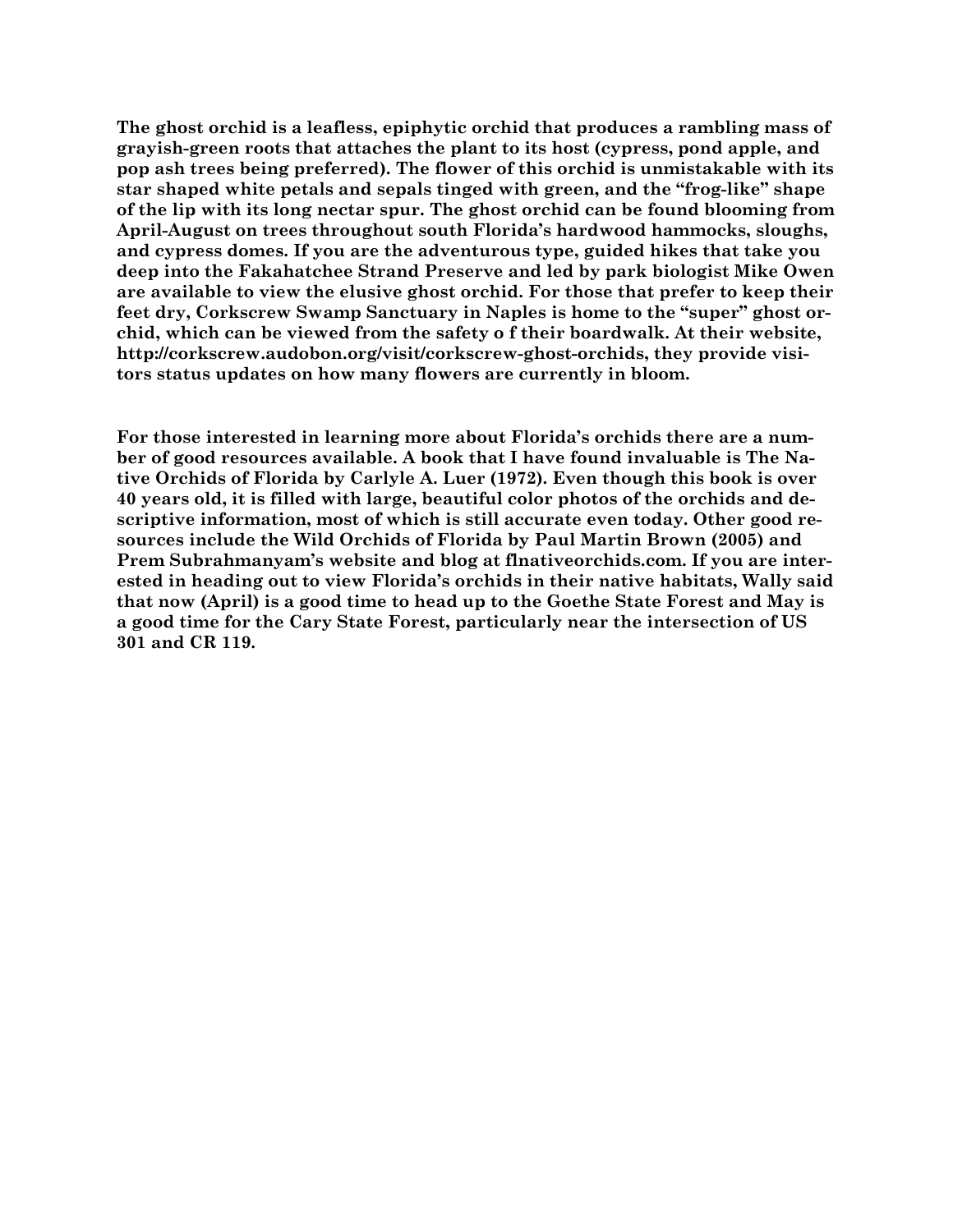The ghost orchid is a leafless, epiphytic orchid that produces a rambling mass of grayish-green roots that attaches the plant to its host (cypress, pond apple, and pop ash trees being preferred). The flower of this orchid is unmistakable with its star shaped white petals and sepals tinged with green, and the "frog-like" shape of the lip with its long nectar spur. The ghost orchid can be found blooming from April-August on trees throughout south Florida's hardwood hammocks, sloughs, and cypress domes. If you are the adventurous type, guided hikes that take you deep into the Fakahatchee Strand Preserve and led by park biologist Mike Owen are available to view the elusive ghost orchid. For those that prefer to keep their feet dry, Corkscrew Swamp Sanctuary in Naples is home to the "super" ghost orchid, which can be viewed from the safety o f their boardwalk. At their website, http://corkscrew.audobon.org/visit/corkscrew-ghost-orchids, they provide visitors status updates on how many flowers are currently in bloom.

For those interested in learning more about Florida's orchids there are a number of good resources available. A book that I have found invaluable is The Native Orchids of Florida by Carlyle A. Luer (1972). Even though this book is over 40 years old, it is filled with large, beautiful color photos of the orchids and descriptive information, most of which is still accurate even today. Other good resources include the Wild Orchids of Florida by Paul Martin Brown (2005) and Prem Subrahmanyam's website and blog at flnativeorchids.com. If you are interested in heading out to view Florida's orchids in their native habitats, Wally said that now (April) is a good time to head up to the Goethe State Forest and May is a good time for the Cary State Forest, particularly near the intersection of US 301 and CR 119.